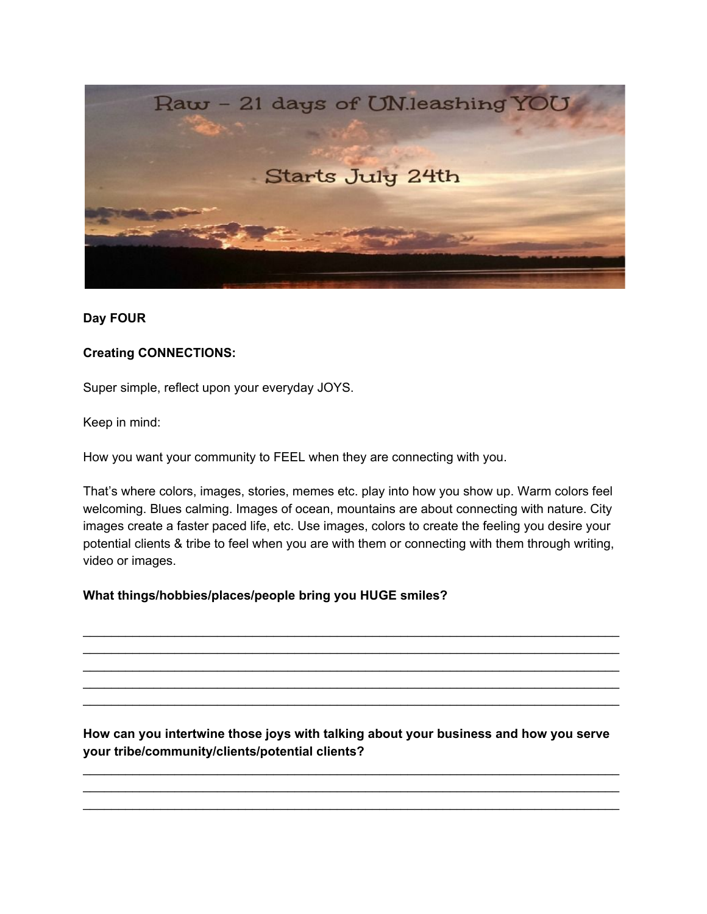**Day FOUR**

**Creating CONNECTIONS:**

Super simple, reflect upon your everyday JOYS.

Keep in mind:

How you want your community to FEEL when they are connecting with you.

That's where colors, images, stories, memes etc. play into how you show up. Warm colors feel welcoming. Blues calming. Images of ocean, mountains are about connecting with nature. City images create a faster paced life, etc. Use images, colors to create the feeling you desire your potential clients & tribe to feel when you are with them or connecting with them through writing, video or images.

**What things/hobbies/places/people bring you HUGE smiles?**

______________________________________________________________________________
______________________________________________________________________________
______________________________________________________________________________
______________________________________________________________________________
______________________________________________________________________________

**How can you intertwine those joys with talking about your business and how you serve your tribe/community/clients/potential clients?**

______________________________________________________________________________
______________________________________________________________________________
______________________________________________________________________________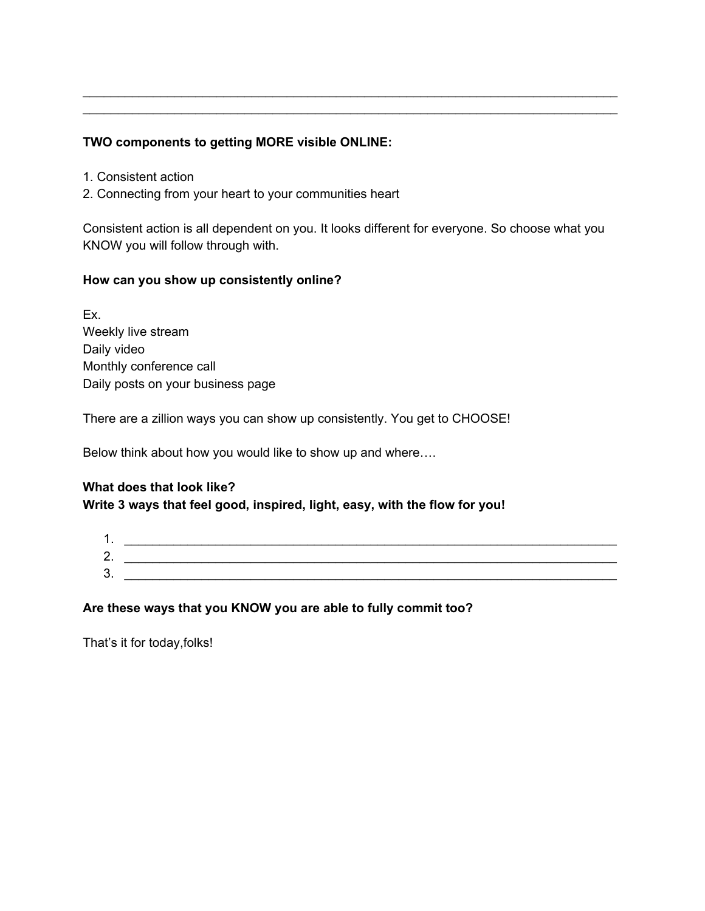\_\_\_\_\_\_\_\_\_\_\_\_\_\_\_\_\_\_\_\_\_\_\_\_\_\_\_\_\_\_\_\_\_\_\_\_\_\_\_\_\_\_\_\_\_\_\_\_\_\_\_\_\_\_\_\_\_\_\_\_\_\_\_\_\_\_\_\_\_\_\_\_\_\_\_\_
\_\_\_\_\_\_\_\_\_\_\_\_\_\_\_\_\_\_\_\_\_\_\_\_\_\_\_\_\_\_\_\_\_\_\_\_\_\_\_\_\_\_\_\_\_\_\_\_\_\_\_\_\_\_\_\_\_\_\_\_\_\_\_\_\_\_\_\_\_\_\_\_\_\_\_\_

**TWO components to getting MORE visible ONLINE:**

1. Consistent action
2. Connecting from your heart to your communities heart

Consistent action is all dependent on you. It looks different for everyone. So choose what you KNOW you will follow through with.

**How can you show up consistently online?**

Ex.
Weekly live stream
Daily video
Monthly conference call
Daily posts on your business page

There are a zillion ways you can show up consistently. You get to CHOOSE!

Below think about how you would like to show up and where….

**What does that look like?**
**Write 3 ways that feel good, inspired, light, easy, with the flow for you!**

1. \_\_\_\_\_\_\_\_\_\_\_\_\_\_\_\_\_\_\_\_\_\_\_\_\_\_\_\_\_\_\_\_\_\_\_\_\_\_\_\_\_\_\_\_\_\_\_\_\_\_\_\_\_\_\_\_\_\_\_\_\_\_\_\_\_\_\_\_\_\_
2. \_\_\_\_\_\_\_\_\_\_\_\_\_\_\_\_\_\_\_\_\_\_\_\_\_\_\_\_\_\_\_\_\_\_\_\_\_\_\_\_\_\_\_\_\_\_\_\_\_\_\_\_\_\_\_\_\_\_\_\_\_\_\_\_\_\_\_\_\_\_
3. \_\_\_\_\_\_\_\_\_\_\_\_\_\_\_\_\_\_\_\_\_\_\_\_\_\_\_\_\_\_\_\_\_\_\_\_\_\_\_\_\_\_\_\_\_\_\_\_\_\_\_\_\_\_\_\_\_\_\_\_\_\_\_\_\_\_\_\_\_\_

**Are these ways that you KNOW you are able to fully commit too?**

That's it for today,folks!